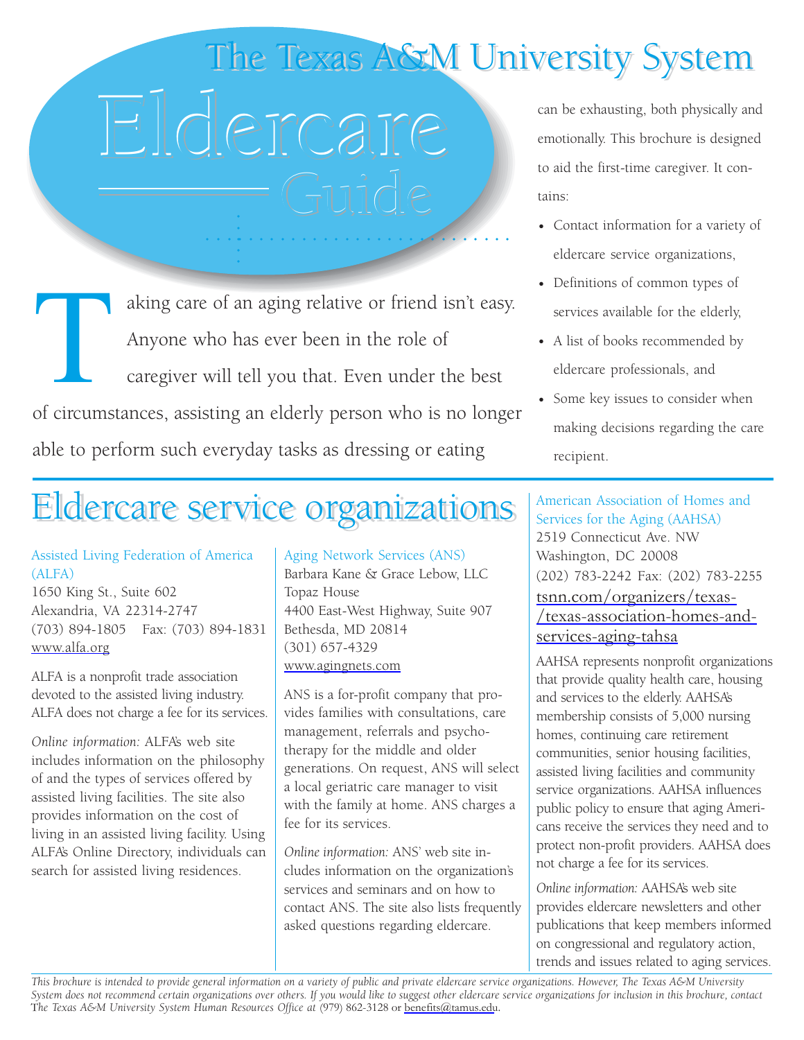# The Texas A&M University System

# Eldercare Guide

Taking care of an aging relative or friend isn't easy. Anyone who has ever been in the role of caregiver will tell you that. Even under the best of circumstances, assisting an elderly person who is no longer able to perform such everyday tasks as dressing or eating can be exhausting, both physically and emotionally. This brochure is designed to aid the first-time caregiver. It contains:

- Contact information for a variety of eldercare service organizations,
- Definitions of common types of services available for the elderly,
- A list of books recommended by eldercare professionals, and
- Some key issues to consider when making decisions regarding the care recipient.

## Eldercare service organizations

### Assisted Living Federation of America (ALFA)

1650 King St., Suite 602
Alexandria, VA 22314-2747
(703) 894-1805 Fax: (703) 894-1831
www.alfa.org

ALFA is a nonprofit trade association devoted to the assisted living industry. ALFA does not charge a fee for its services.

*Online information:* ALFA's web site includes information on the philosophy of and the types of services offered by assisted living facilities. The site also provides information on the cost of living in an assisted living facility. Using ALFA's Online Directory, individuals can search for assisted living residences.

### Aging Network Services (ANS)

Barbara Kane & Grace Lebow, LLC
Topaz House
4400 East-West Highway, Suite 907
Bethesda, MD 20814
(301) 657-4329
www.agingnets.com

ANS is a for-profit company that provides families with consultations, care management, referrals and psychotherapy for the middle and older generations. On request, ANS will select a local geriatric care manager to visit with the family at home. ANS charges a fee for its services.

*Online information:* ANS' web site includes information on the organization's services and seminars and on how to contact ANS. The site also lists frequently asked questions regarding eldercare.

### American Association of Homes and Services for the Aging (AAHSA)

2519 Connecticut Ave. NW
Washington, DC 20008
(202) 783-2242 Fax: (202) 783-2255
tsnn.com/organizers/texas-/texas-association-homes-and-services-aging-tahsa

AAHSA represents nonprofit organizations that provide quality health care, housing and services to the elderly. AAHSA's membership consists of 5,000 nursing homes, continuing care retirement communities, senior housing facilities, assisted living facilities and community service organizations. AAHSA influences public policy to ensure that aging Americans receive the services they need and to protect non-profit providers. AAHSA does not charge a fee for its services.

*Online information:* AAHSA's web site provides eldercare newsletters and other publications that keep members informed on congressional and regulatory action, trends and issues related to aging services.

*This brochure is intended to provide general information on a variety of public and private eldercare service organizations. However, The Texas A&M University System does not recommend certain organizations over others. If you would like to suggest other eldercare service organizations for inclusion in this brochure, contact The Texas A&M University System Human Resources Office at (979) 862-3128 or benefits@tamus.edu.*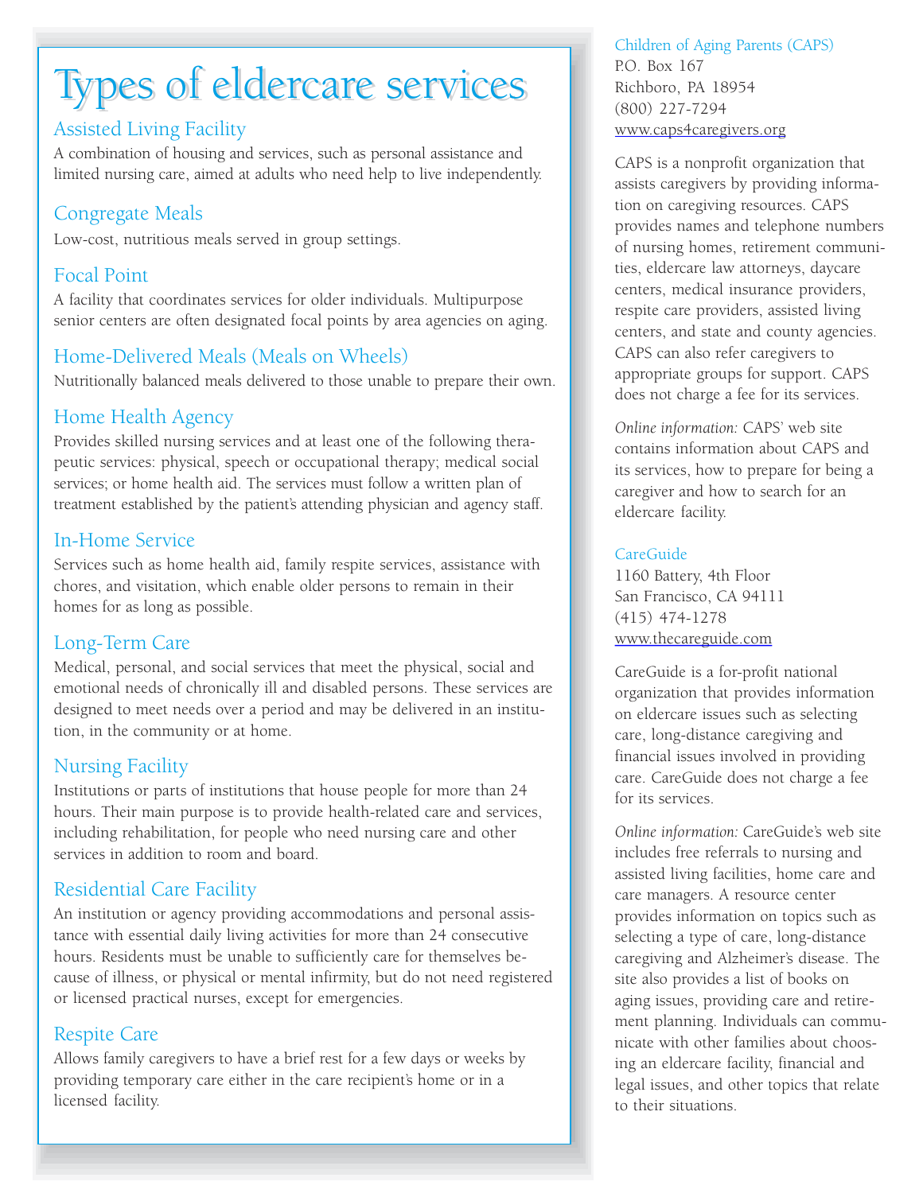# Types of eldercare services

## Assisted Living Facility

A combination of housing and services, such as personal assistance and limited nursing care, aimed at adults who need help to live independently.

## Congregate Meals

Low-cost, nutritious meals served in group settings.

## Focal Point

A facility that coordinates services for older individuals. Multipurpose senior centers are often designated focal points by area agencies on aging.

## Home-Delivered Meals (Meals on Wheels)

Nutritionally balanced meals delivered to those unable to prepare their own.

## Home Health Agency

Provides skilled nursing services and at least one of the following therapeutic services: physical, speech or occupational therapy; medical social services; or home health aid. The services must follow a written plan of treatment established by the patient's attending physician and agency staff.

## In-Home Service

Services such as home health aid, family respite services, assistance with chores, and visitation, which enable older persons to remain in their homes for as long as possible.

## Long-Term Care

Medical, personal, and social services that meet the physical, social and emotional needs of chronically ill and disabled persons. These services are designed to meet needs over a period and may be delivered in an institution, in the community or at home.

## Nursing Facility

Institutions or parts of institutions that house people for more than 24 hours. Their main purpose is to provide health-related care and services, including rehabilitation, for people who need nursing care and other services in addition to room and board.

## Residential Care Facility

An institution or agency providing accommodations and personal assistance with essential daily living activities for more than 24 consecutive hours. Residents must be unable to sufficiently care for themselves because of illness, or physical or mental infirmity, but do not need registered or licensed practical nurses, except for emergencies.

## Respite Care

Allows family caregivers to have a brief rest for a few days or weeks by providing temporary care either in the care recipient's home or in a licensed facility.

---

### Children of Aging Parents (CAPS)

P.O. Box 167
Richboro, PA 18954
(800) 227-7294
www.caps4caregivers.org

CAPS is a nonprofit organization that assists caregivers by providing information on caregiving resources. CAPS provides names and telephone numbers of nursing homes, retirement communities, eldercare law attorneys, daycare centers, medical insurance providers, respite care providers, assisted living centers, and state and county agencies. CAPS can also refer caregivers to appropriate groups for support. CAPS does not charge a fee for its services.

*Online information:* CAPS' web site contains information about CAPS and its services, how to prepare for being a caregiver and how to search for an eldercare facility.

### CareGuide

1160 Battery, 4th Floor
San Francisco, CA 94111
(415) 474-1278
www.thecareguide.com

CareGuide is a for-profit national organization that provides information on eldercare issues such as selecting care, long-distance caregiving and financial issues involved in providing care. CareGuide does not charge a fee for its services.

*Online information:* CareGuide's web site includes free referrals to nursing and assisted living facilities, home care and care managers. A resource center provides information on topics such as selecting a type of care, long-distance caregiving and Alzheimer's disease. The site also provides a list of books on aging issues, providing care and retirement planning. Individuals can communicate with other families about choosing an eldercare facility, financial and legal issues, and other topics that relate to their situations.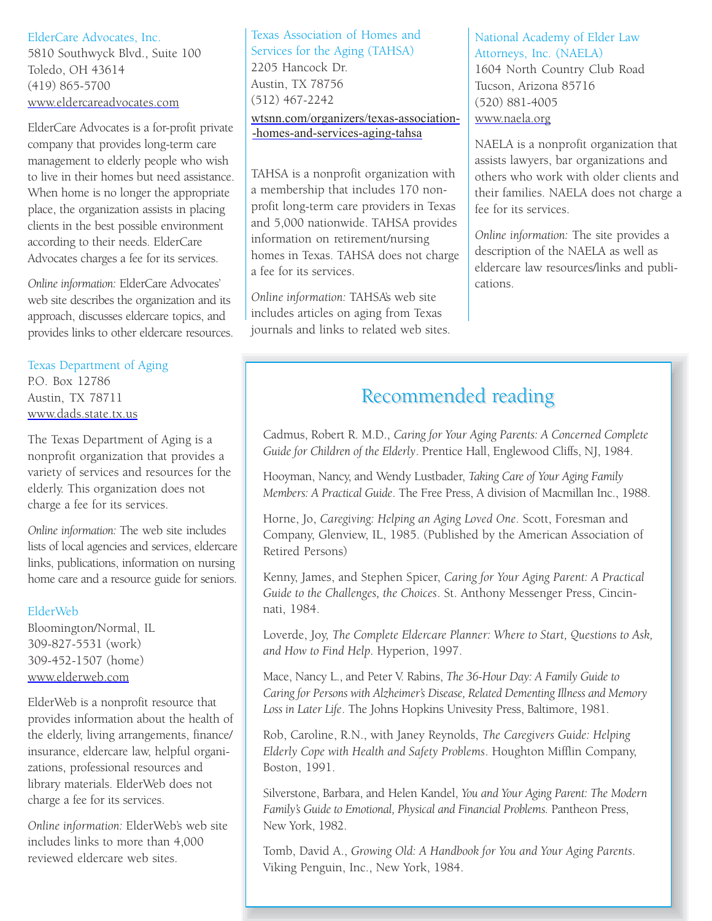ElderCare Advocates, Inc.
5810 Southwyck Blvd., Suite 100
Toledo, OH 43614
(419) 865-5700
www.eldercareadvocates.com

ElderCare Advocates is a for-profit private company that provides long-term care management to elderly people who wish to live in their homes but need assistance. When home is no longer the appropriate place, the organization assists in placing clients in the best possible environment according to their needs. ElderCare Advocates charges a fee for its services.

*Online information:* ElderCare Advocates' web site describes the organization and its approach, discusses eldercare topics, and provides links to other eldercare resources.

Texas Department of Aging
P.O. Box 12786
Austin, TX 78711
www.dads.state.tx.us

The Texas Department of Aging is a nonprofit organization that provides a variety of services and resources for the elderly. This organization does not charge a fee for its services.

*Online information:* The web site includes lists of local agencies and services, eldercare links, publications, information on nursing home care and a resource guide for seniors.

ElderWeb
Bloomington/Normal, IL
309-827-5531 (work)
309-452-1507 (home)
www.elderweb.com

ElderWeb is a nonprofit resource that provides information about the health of the elderly, living arrangements, finance/insurance, eldercare law, helpful organizations, professional resources and library materials. ElderWeb does not charge a fee for its services.

*Online information:* ElderWeb's web site includes links to more than 4,000 reviewed eldercare web sites.

Texas Association of Homes and Services for the Aging (TAHSA)
2205 Hancock Dr.
Austin, TX 78756
(512) 467-2242
wtsnn.com/organizers/texas-association--homes-and-services-aging-tahsa

TAHSA is a nonprofit organization with a membership that includes 170 nonprofit long-term care providers in Texas and 5,000 nationwide. TAHSA provides information on retirement/nursing homes in Texas. TAHSA does not charge a fee for its services.

*Online information:* TAHSA's web site includes articles on aging from Texas journals and links to related web sites.

National Academy of Elder Law Attorneys, Inc. (NAELA)
1604 North Country Club Road
Tucson, Arizona 85716
(520) 881-4005
www.naela.org

NAELA is a nonprofit organization that assists lawyers, bar organizations and others who work with older clients and their families. NAELA does not charge a fee for its services.

*Online information:* The site provides a description of the NAELA as well as eldercare law resources/links and publications.

## Recommended reading

Cadmus, Robert R. M.D., *Caring for Your Aging Parents: A Concerned Complete Guide for Children of the Elderly*. Prentice Hall, Englewood Cliffs, NJ, 1984.

Hooyman, Nancy, and Wendy Lustbader, *Taking Care of Your Aging Family Members: A Practical Guide*. The Free Press, A division of Macmillan Inc., 1988.

Horne, Jo, *Caregiving: Helping an Aging Loved One*. Scott, Foresman and Company, Glenview, IL, 1985. (Published by the American Association of Retired Persons)

Kenny, James, and Stephen Spicer, *Caring for Your Aging Parent: A Practical Guide to the Challenges, the Choices*. St. Anthony Messenger Press, Cincinnati, 1984.

Loverde, Joy, *The Complete Eldercare Planner: Where to Start, Questions to Ask, and How to Find Help*. Hyperion, 1997.

Mace, Nancy L., and Peter V. Rabins, *The 36-Hour Day: A Family Guide to Caring for Persons with Alzheimer's Disease, Related Dementing Illness and Memory Loss in Later Life*. The Johns Hopkins Univesity Press, Baltimore, 1981.

Rob, Caroline, R.N., with Janey Reynolds, *The Caregivers Guide: Helping Elderly Cope with Health and Safety Problems*. Houghton Mifflin Company, Boston, 1991.

Silverstone, Barbara, and Helen Kandel, *You and Your Aging Parent: The Modern Family's Guide to Emotional, Physical and Financial Problems.* Pantheon Press, New York, 1982.

Tomb, David A., *Growing Old: A Handbook for You and Your Aging Parents*. Viking Penguin, Inc., New York, 1984.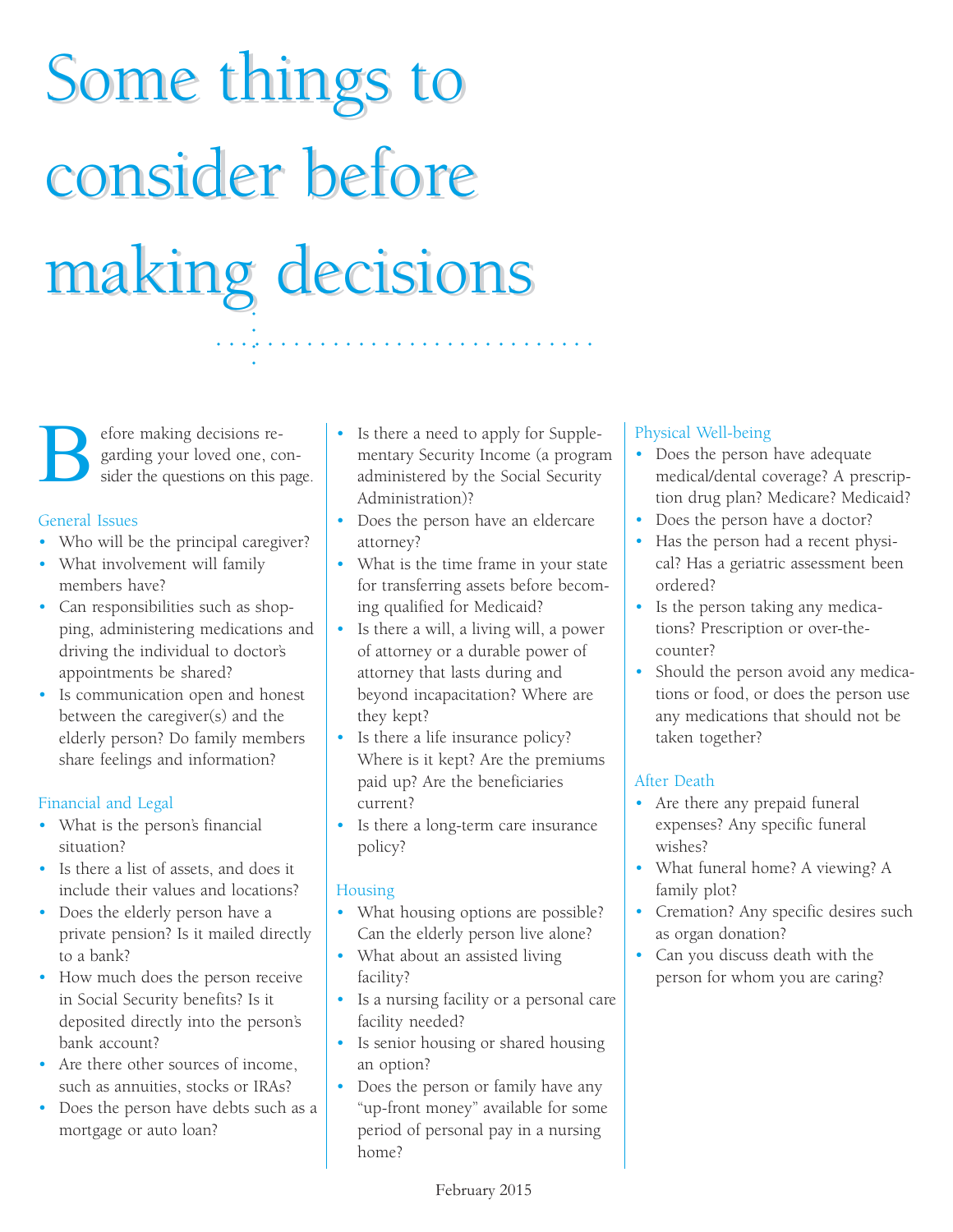# Some things to consider before making decisions

Before making decisions regarding your loved one, consider the questions on this page.

### General Issues

- Who will be the principal caregiver?
- What involvement will family members have?
- Can responsibilities such as shopping, administering medications and driving the individual to doctor's appointments be shared?
- Is communication open and honest between the caregiver(s) and the elderly person? Do family members share feelings and information?

### Financial and Legal

- What is the person's financial situation?
- Is there a list of assets, and does it include their values and locations?
- Does the elderly person have a private pension? Is it mailed directly to a bank?
- How much does the person receive in Social Security benefits? Is it deposited directly into the person's bank account?
- Are there other sources of income, such as annuities, stocks or IRAs?
- Does the person have debts such as a mortgage or auto loan?
- Is there a need to apply for Supplementary Security Income (a program administered by the Social Security Administration)?
- Does the person have an eldercare attorney?
- What is the time frame in your state for transferring assets before becoming qualified for Medicaid?
- Is there a will, a living will, a power of attorney or a durable power of attorney that lasts during and beyond incapacitation? Where are they kept?
- Is there a life insurance policy? Where is it kept? Are the premiums paid up? Are the beneficiaries current?
- Is there a long-term care insurance policy?

### Housing

- What housing options are possible? Can the elderly person live alone?
- What about an assisted living facility?
- Is a nursing facility or a personal care facility needed?
- Is senior housing or shared housing an option?
- Does the person or family have any "up-front money" available for some period of personal pay in a nursing home?

### Physical Well-being

- Does the person have adequate medical/dental coverage? A prescription drug plan? Medicare? Medicaid?
- Does the person have a doctor?
- Has the person had a recent physical? Has a geriatric assessment been ordered?
- Is the person taking any medications? Prescription or over-the-counter?
- Should the person avoid any medications or food, or does the person use any medications that should not be taken together?

### After Death

- Are there any prepaid funeral expenses? Any specific funeral wishes?
- What funeral home? A viewing? A family plot?
- Cremation? Any specific desires such as organ donation?
- Can you discuss death with the person for whom you are caring?

February 2015